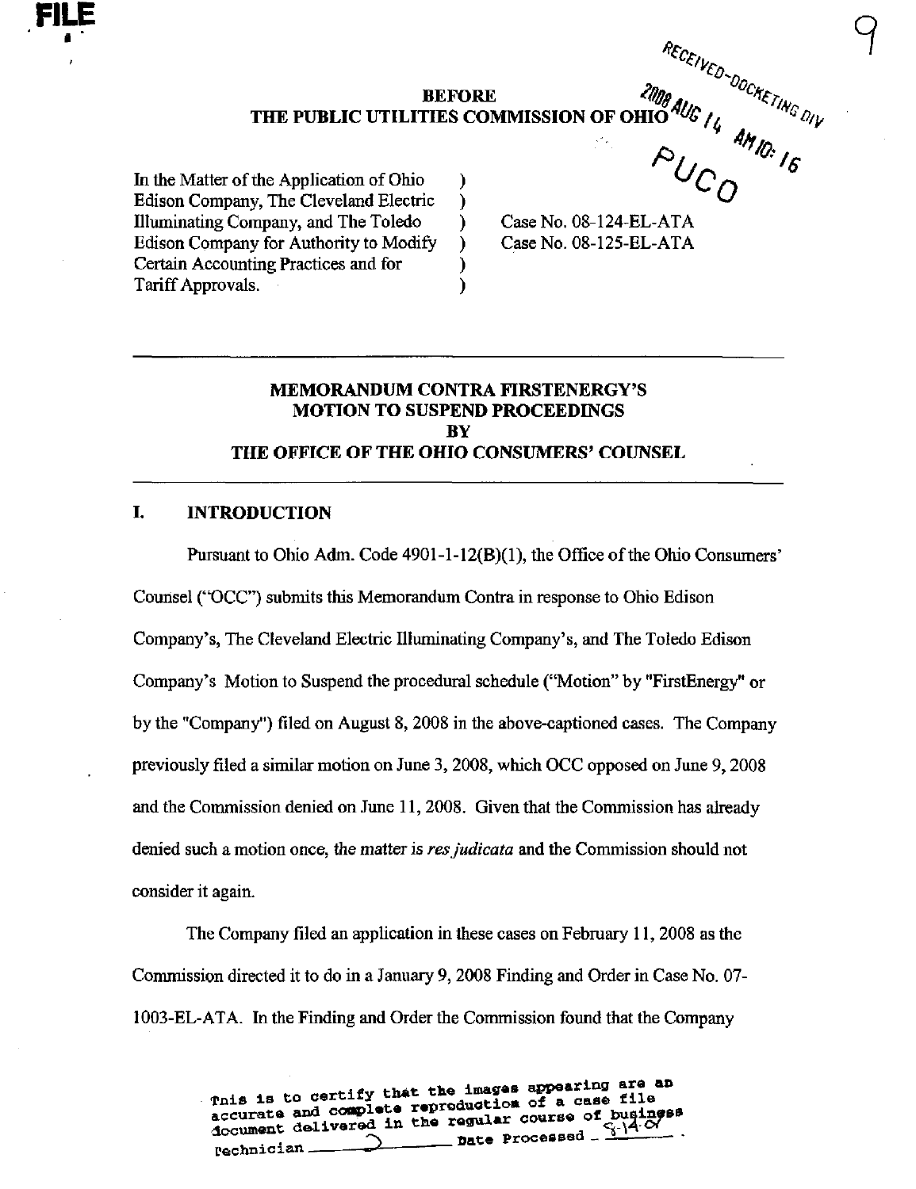FILE

9

RECEIVED-DOCKETING DIV
2008 AUG 14 AM 10: 16
PUCO

**BEFORE**
**THE PUBLIC UTILITIES COMMISSION OF OHIO**

| | | |
|---|---|---|
| In the Matter of the Application of Ohio Edison Company, The Cleveland Electric Illuminating Company, and The Toledo Edison Company for Authority to Modify Certain Accounting Practices and for Tariff Approvals. | ) | Case No. 08-124-EL-ATA<br>Case No. 08-125-EL-ATA |

---

## MEMORANDUM CONTRA FIRSTENERGY'S MOTION TO SUSPEND PROCEEDINGS BY THE OFFICE OF THE OHIO CONSUMERS' COUNSEL

---

## I. INTRODUCTION

Pursuant to Ohio Adm. Code 4901-1-12(B)(1), the Office of the Ohio Consumers' Counsel ("OCC") submits this Memorandum Contra in response to Ohio Edison Company's, The Cleveland Electric Illuminating Company's, and The Toledo Edison Company's Motion to Suspend the procedural schedule ("Motion" by "FirstEnergy" or by the "Company") filed on August 8, 2008 in the above-captioned cases. The Company previously filed a similar motion on June 3, 2008, which OCC opposed on June 9, 2008 and the Commission denied on June 11, 2008. Given that the Commission has already denied such a motion once, the matter is *res judicata* and the Commission should not consider it again.

The Company filed an application in these cases on February 11, 2008 as the Commission directed it to do in a January 9, 2008 Finding and Order in Case No. 07-1003-EL-ATA. In the Finding and Order the Commission found that the Company

This is to certify that the images appearing are an accurate and complete reproduction of a case file document delivered in the regular course of business
Technician ___ Date Processed 8-14-08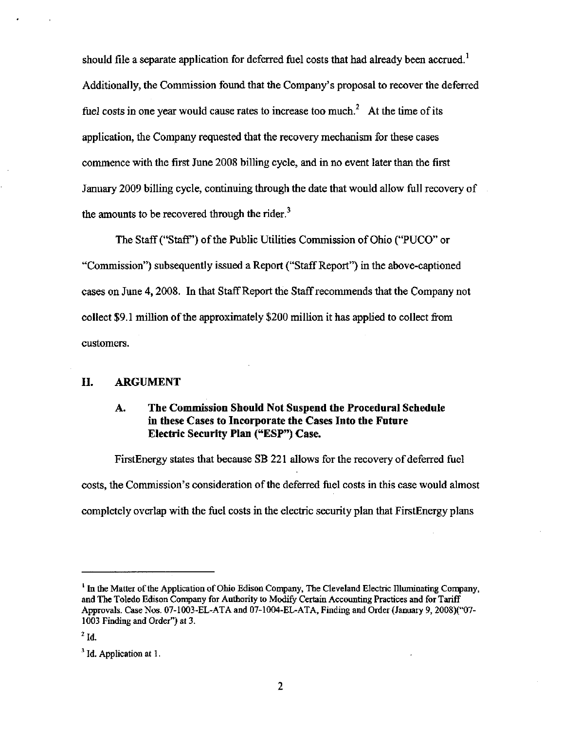should file a separate application for deferred fuel costs that had already been accrued.[1] Additionally, the Commission found that the Company's proposal to recover the deferred fuel costs in one year would cause rates to increase too much.[2] At the time of its application, the Company requested that the recovery mechanism for these cases commence with the first June 2008 billing cycle, and in no event later than the first January 2009 billing cycle, continuing through the date that would allow full recovery of the amounts to be recovered through the rider.[3]

The Staff ("Staff") of the Public Utilities Commission of Ohio ("PUCO" or "Commission") subsequently issued a Report ("Staff Report") in the above-captioned cases on June 4, 2008. In that Staff Report the Staff recommends that the Company not collect $9.1 million of the approximately $200 million it has applied to collect from customers.

## II. ARGUMENT

### A. The Commission Should Not Suspend the Procedural Schedule in these Cases to Incorporate the Cases Into the Future Electric Security Plan ("ESP") Case.

FirstEnergy states that because SB 221 allows for the recovery of deferred fuel costs, the Commission's consideration of the deferred fuel costs in this case would almost completely overlap with the fuel costs in the electric security plan that FirstEnergy plans

---

[1] In the Matter of the Application of Ohio Edison Company, The Cleveland Electric Illuminating Company, and The Toledo Edison Company for Authority to Modify Certain Accounting Practices and for Tariff Approvals. Case Nos. 07-1003-EL-ATA and 07-1004-EL-ATA, Finding and Order (January 9, 2008)("07-1003 Finding and Order") at 3.

[2] Id.

[3] Id. Application at 1.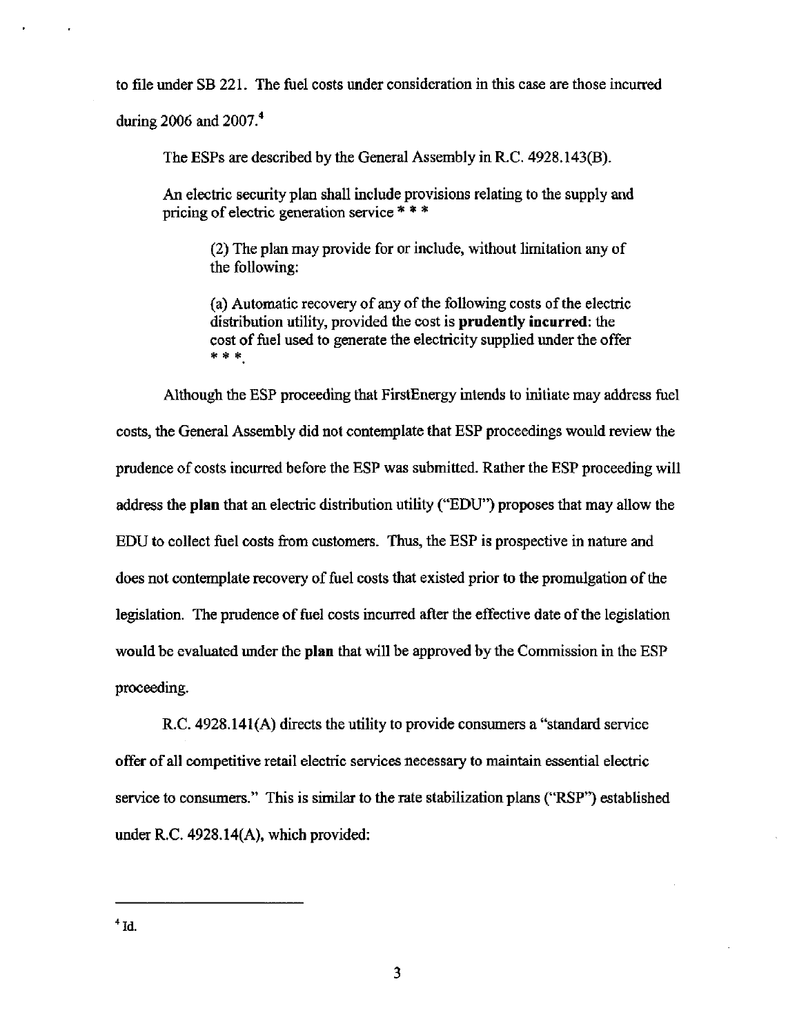to file under SB 221. The fuel costs under consideration in this case are those incurred during 2006 and 2007.[4]

The ESPs are described by the General Assembly in R.C. 4928.143(B).

> An electric security plan shall include provisions relating to the supply and pricing of electric generation service * * *
>
> > (2) The plan may provide for or include, without limitation any of the following:
> >
> > (a) Automatic recovery of any of the following costs of the electric distribution utility, provided the cost is **prudently incurred**: the cost of fuel used to generate the electricity supplied under the offer * * *.

Although the ESP proceeding that FirstEnergy intends to initiate may address fuel costs, the General Assembly did not contemplate that ESP proceedings would review the prudence of costs incurred before the ESP was submitted. Rather the ESP proceeding will address the **plan** that an electric distribution utility ("EDU") proposes that may allow the EDU to collect fuel costs from customers. Thus, the ESP is prospective in nature and does not contemplate recovery of fuel costs that existed prior to the promulgation of the legislation. The prudence of fuel costs incurred after the effective date of the legislation would be evaluated under the **plan** that will be approved by the Commission in the ESP proceeding.

R.C. 4928.141(A) directs the utility to provide consumers a "standard service offer of all competitive retail electric services necessary to maintain essential electric service to consumers." This is similar to the rate stabilization plans ("RSP") established under R.C. 4928.14(A), which provided:

---

[4] Id.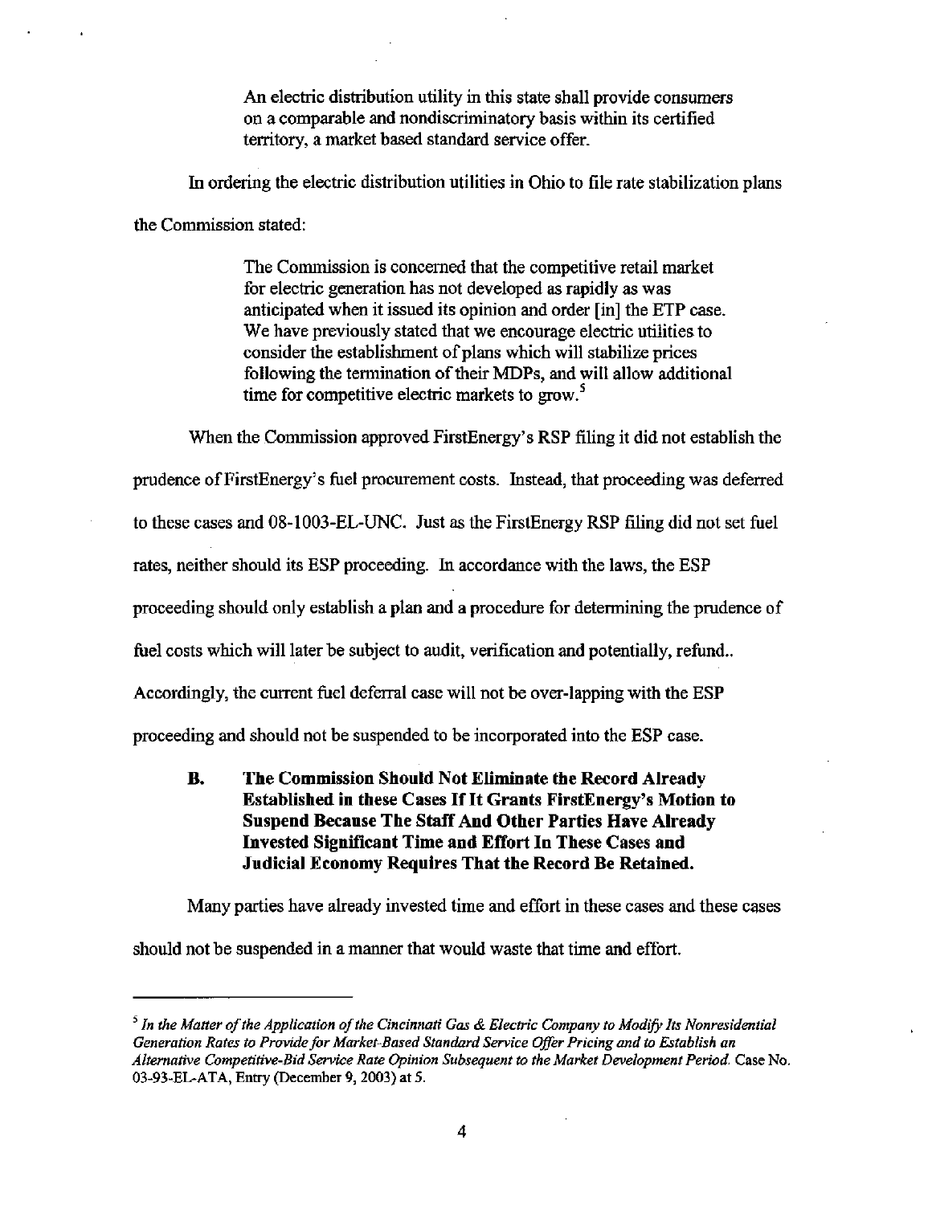> An electric distribution utility in this state shall provide consumers on a comparable and nondiscriminatory basis within its certified territory, a market based standard service offer.

In ordering the electric distribution utilities in Ohio to file rate stabilization plans the Commission stated:

> The Commission is concerned that the competitive retail market for electric generation has not developed as rapidly as was anticipated when it issued its opinion and order [in] the ETP case. We have previously stated that we encourage electric utilities to consider the establishment of plans which will stabilize prices following the termination of their MDPs, and will allow additional time for competitive electric markets to grow.[5]

When the Commission approved FirstEnergy's RSP filing it did not establish the prudence of FirstEnergy's fuel procurement costs. Instead, that proceeding was deferred to these cases and 08-1003-EL-UNC. Just as the FirstEnergy RSP filing did not set fuel rates, neither should its ESP proceeding. In accordance with the laws, the ESP proceeding should only establish a plan and a procedure for determining the prudence of fuel costs which will later be subject to audit, verification and potentially, refund.. Accordingly, the current fuel deferral case will not be over-lapping with the ESP proceeding and should not be suspended to be incorporated into the ESP case.

**B. The Commission Should Not Eliminate the Record Already Established in these Cases If It Grants FirstEnergy's Motion to Suspend Because The Staff And Other Parties Have Already Invested Significant Time and Effort In These Cases and Judicial Economy Requires That the Record Be Retained.**

Many parties have already invested time and effort in these cases and these cases should not be suspended in a manner that would waste that time and effort.

---

[5] *In the Matter of the Application of the Cincinnati Gas & Electric Company to Modify Its Nonresidential Generation Rates to Provide for Market-Based Standard Service Offer Pricing and to Establish an Alternative Competitive-Bid Service Rate Opinion Subsequent to the Market Development Period.* Case No. 03-93-EL-ATA, Entry (December 9, 2003) at 5.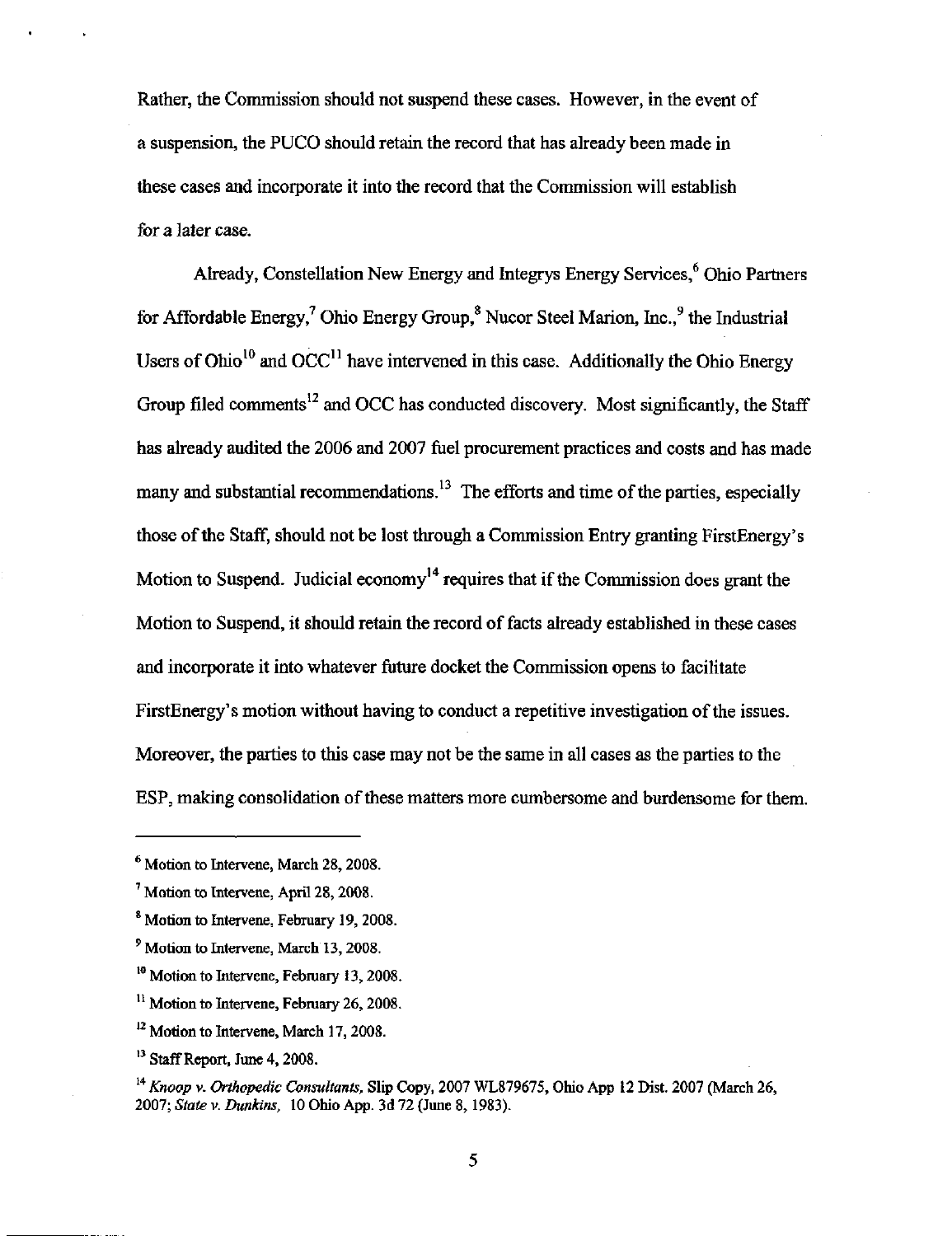Rather, the Commission should not suspend these cases. However, in the event of a suspension, the PUCO should retain the record that has already been made in these cases and incorporate it into the record that the Commission will establish for a later case.

Already, Constellation New Energy and Integrys Energy Services,[6] Ohio Partners for Affordable Energy,[7] Ohio Energy Group,[8] Nucor Steel Marion, Inc.,[9] the Industrial Users of Ohio[10] and OCC[11] have intervened in this case. Additionally the Ohio Energy Group filed comments[12] and OCC has conducted discovery. Most significantly, the Staff has already audited the 2006 and 2007 fuel procurement practices and costs and has made many and substantial recommendations.[13] The efforts and time of the parties, especially those of the Staff, should not be lost through a Commission Entry granting FirstEnergy's Motion to Suspend. Judicial economy[14] requires that if the Commission does grant the Motion to Suspend, it should retain the record of facts already established in these cases and incorporate it into whatever future docket the Commission opens to facilitate FirstEnergy's motion without having to conduct a repetitive investigation of the issues. Moreover, the parties to this case may not be the same in all cases as the parties to the ESP, making consolidation of these matters more cumbersome and burdensome for them.

---

[6] Motion to Intervene, March 28, 2008.

[7] Motion to Intervene, April 28, 2008.

[8] Motion to Intervene, February 19, 2008.

[9] Motion to Intervene, March 13, 2008.

[10] Motion to Intervene, February 13, 2008.

[11] Motion to Intervene, February 26, 2008.

[12] Motion to Intervene, March 17, 2008.

[13] Staff Report, June 4, 2008.

[14] *Knoop v. Orthopedic Consultants,* Slip Copy, 2007 WL879675, Ohio App 12 Dist. 2007 (March 26, 2007; *State v. Dunkins,* 10 Ohio App. 3d 72 (June 8, 1983).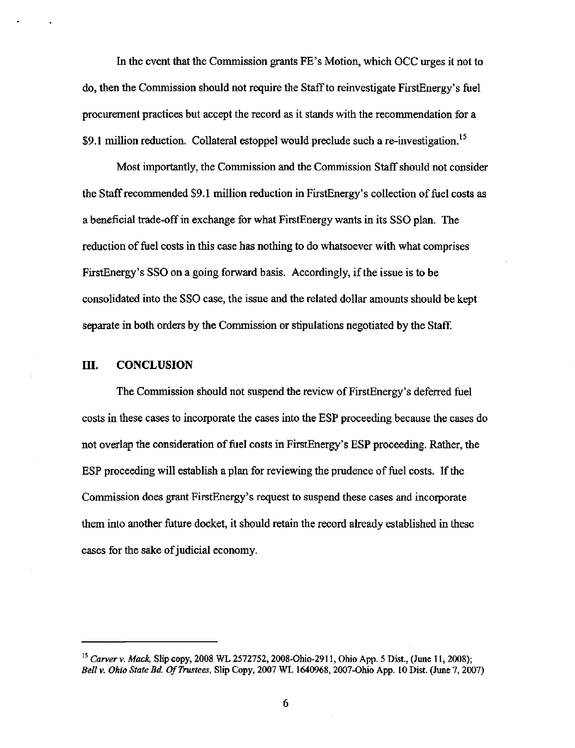In the event that the Commission grants FE's Motion, which OCC urges it not to do, then the Commission should not require the Staff to reinvestigate FirstEnergy's fuel procurement practices but accept the record as it stands with the recommendation for a $9.1 million reduction. Collateral estoppel would preclude such a re-investigation.[15]

Most importantly, the Commission and the Commission Staff should not consider the Staff recommended $9.1 million reduction in FirstEnergy's collection of fuel costs as a beneficial trade-off in exchange for what FirstEnergy wants in its SSO plan. The reduction of fuel costs in this case has nothing to do whatsoever with what comprises FirstEnergy's SSO on a going forward basis. Accordingly, if the issue is to be consolidated into the SSO case, the issue and the related dollar amounts should be kept separate in both orders by the Commission or stipulations negotiated by the Staff.

## III. CONCLUSION

The Commission should not suspend the review of FirstEnergy's deferred fuel costs in these cases to incorporate the cases into the ESP proceeding because the cases do not overlap the consideration of fuel costs in FirstEnergy's ESP proceeding. Rather, the ESP proceeding will establish a plan for reviewing the prudence of fuel costs. If the Commission does grant FirstEnergy's request to suspend these cases and incorporate them into another future docket, it should retain the record already established in these cases for the sake of judicial economy.

---

[15] *Carver v. Mack*, Slip copy, 2008 WL 2572752, 2008-Ohio-2911, Ohio App. 5 Dist., (June 11, 2008); *Bell v. Ohio State Bd. Of Trustees*, Slip Copy, 2007 WL 1640968, 2007-Ohio App. 10 Dist. (June 7, 2007)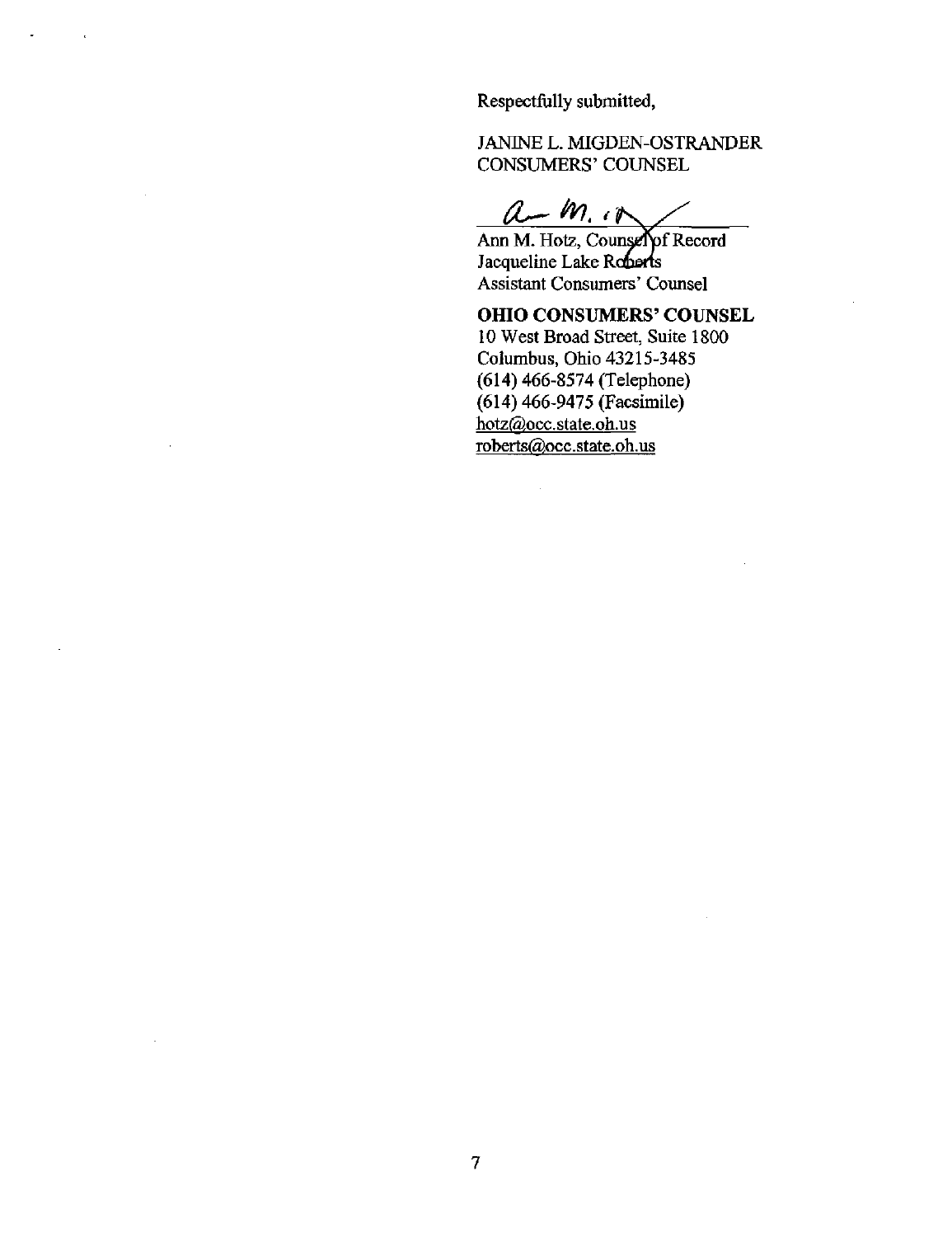Respectfully submitted,

JANINE L. MIGDEN-OSTRANDER
CONSUMERS' COUNSEL

Ann M. Hotz, Counsel of Record
Jacqueline Lake Roberts
Assistant Consumers' Counsel

**OHIO CONSUMERS' COUNSEL**
10 West Broad Street, Suite 1800
Columbus, Ohio 43215-3485
(614) 466-8574 (Telephone)
(614) 466-9475 (Facsimile)
hotz@occ.state.oh.us
roberts@occ.state.oh.us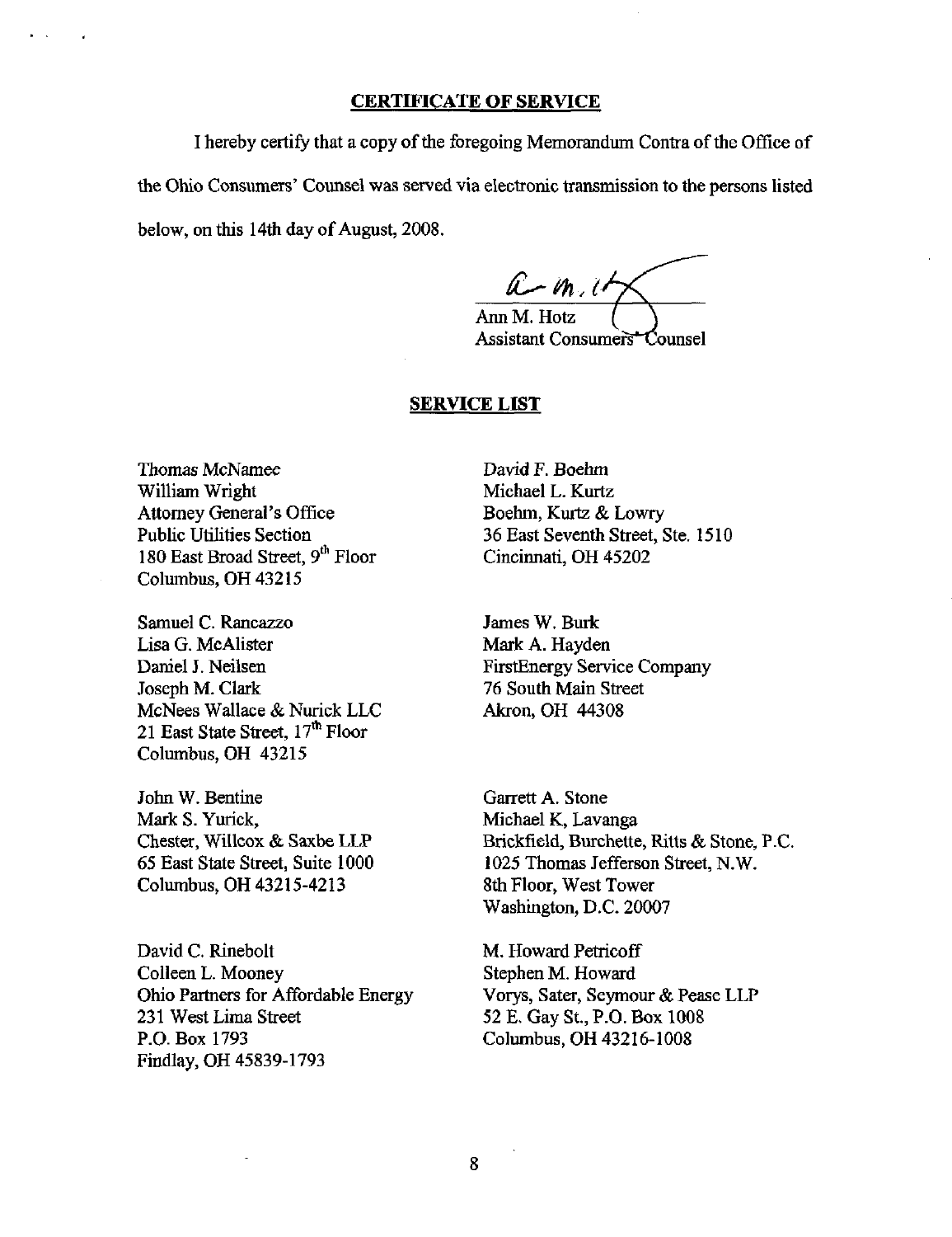## CERTIFICATE OF SERVICE

I hereby certify that a copy of the foregoing Memorandum Contra of the Office of the Ohio Consumers' Counsel was served via electronic transmission to the persons listed below, on this 14th day of August, 2008.

Ann M. Hotz
Assistant Consumers' Counsel

## SERVICE LIST

Thomas McNamee
William Wright
Attorney General's Office
Public Utilities Section
180 East Broad Street, 9th Floor
Columbus, OH 43215

David F. Boehm
Michael L. Kurtz
Boehm, Kurtz & Lowry
36 East Seventh Street, Ste. 1510
Cincinnati, OH 45202

Samuel C. Rancazzo
Lisa G. McAlister
Daniel J. Neilsen
Joseph M. Clark
McNees Wallace & Nurick LLC
21 East State Street, 17th Floor
Columbus, OH 43215

James W. Burk
Mark A. Hayden
FirstEnergy Service Company
76 South Main Street
Akron, OH 44308

John W. Bentine
Mark S. Yurick,
Chester, Willcox & Saxbe LLP
65 East State Street, Suite 1000
Columbus, OH 43215-4213

Garrett A. Stone
Michael K, Lavanga
Brickfield, Burchette, Ritts & Stone, P.C.
1025 Thomas Jefferson Street, N.W.
8th Floor, West Tower
Washington, D.C. 20007

David C. Rinebolt
Colleen L. Mooney
Ohio Partners for Affordable Energy
231 West Lima Street
P.O. Box 1793
Findlay, OH 45839-1793

M. Howard Petricoff
Stephen M. Howard
Vorys, Sater, Seymour & Pease LLP
52 E. Gay St., P.O. Box 1008
Columbus, OH 43216-1008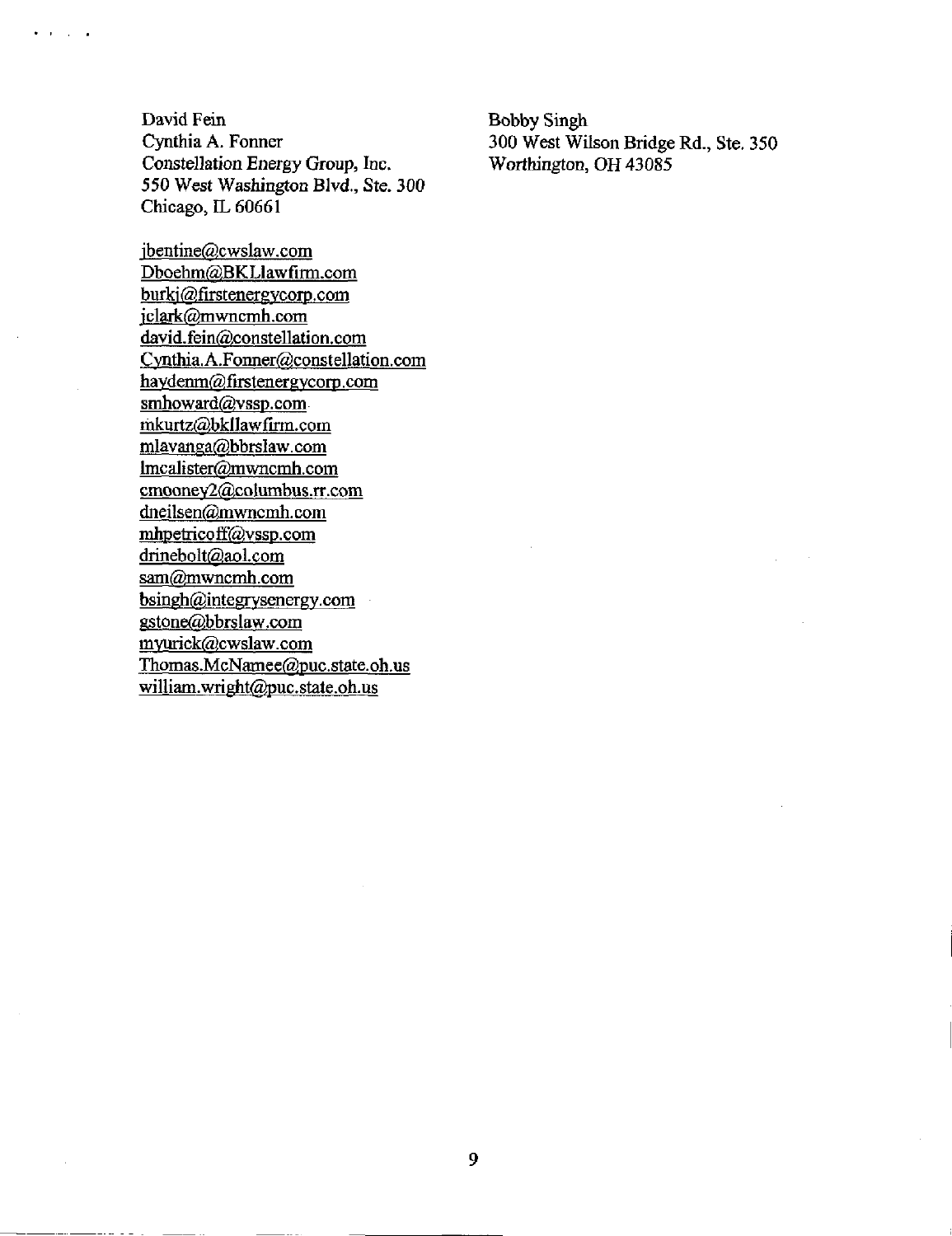David Fein
Cynthia A. Fonner
Constellation Energy Group, Inc.
550 West Washington Blvd., Ste. 300
Chicago, IL 60661

Bobby Singh
300 West Wilson Bridge Rd., Ste. 350
Worthington, OH 43085

jbentine@cwslaw.com
Dboehm@BKLlawfirm.com
burkj@firstenergycorp.com
jclark@mwncmh.com
david.fein@constellation.com
Cynthia.A.Fonner@constellation.com
haydenm@firstenergycorp.com
smhoward@vssp.com
mkurtz@bkllawfirm.com
mlavanga@bbrslaw.com
lmcalister@mwncmh.com
cmooney2@columbus.rr.com
dneilsen@mwncmh.com
mhpetricoff@vssp.com
drinebolt@aol.com
sam@mwncmh.com
bsingh@integrysenergy.com
gstone@bbrslaw.com
myurick@cwslaw.com
Thomas.McNamee@puc.state.oh.us
william.wright@puc.state.oh.us